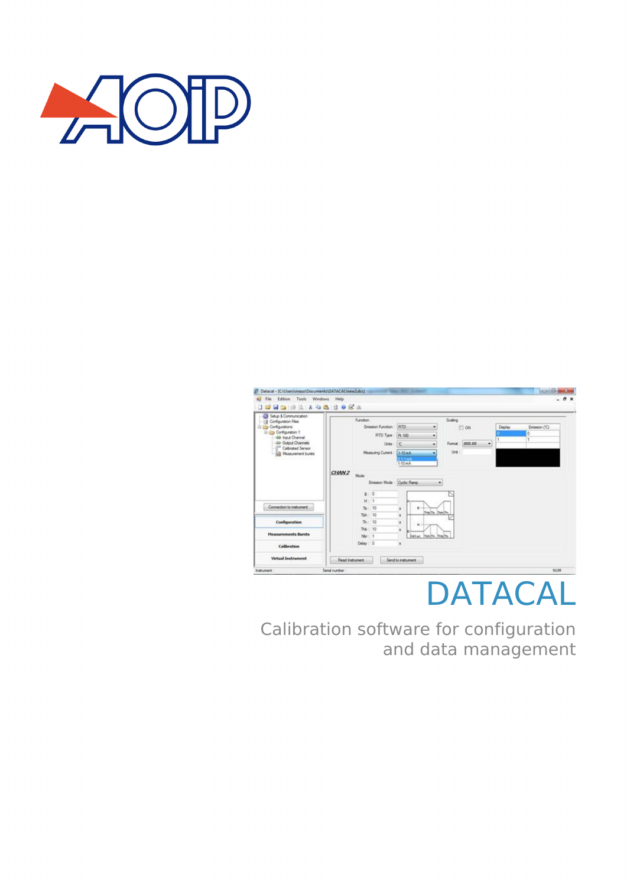# DATACAL

Calibration software for configuration and data management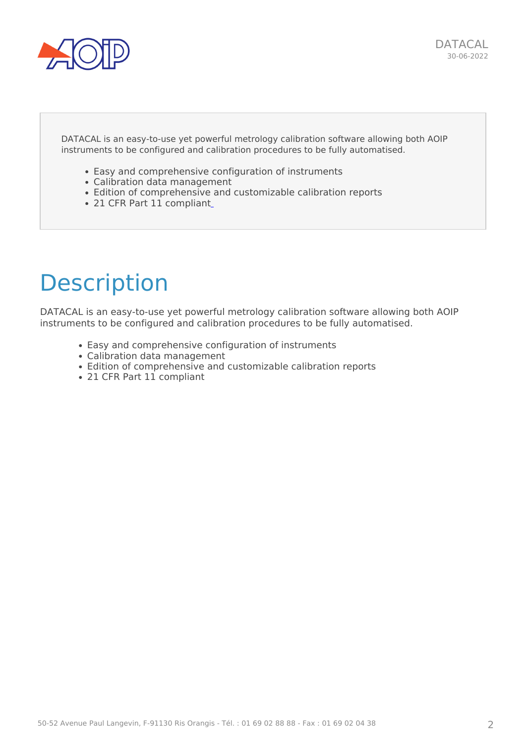DATACAL is an easy-to-use yet powerful metrology calibration software allowing both AOIP instruments to be configured and calibration procedures to be fully automatised.

- Easy and comprehensive configuration of instruments
- Calibration data management
- Edition of comprehensive and customizable calibration reports
- 21 CFR Part 11 compliant

# Description

DATACAL is an easy-to-use yet powerful metrology calibration software allowing both AOIP instruments to be configured and calibration procedures to be fully automatised.

- Easy and comprehensive configuration of instruments
- Calibration data management
- Edition of comprehensive and customizable calibration reports
- 21 CFR Part 11 compliant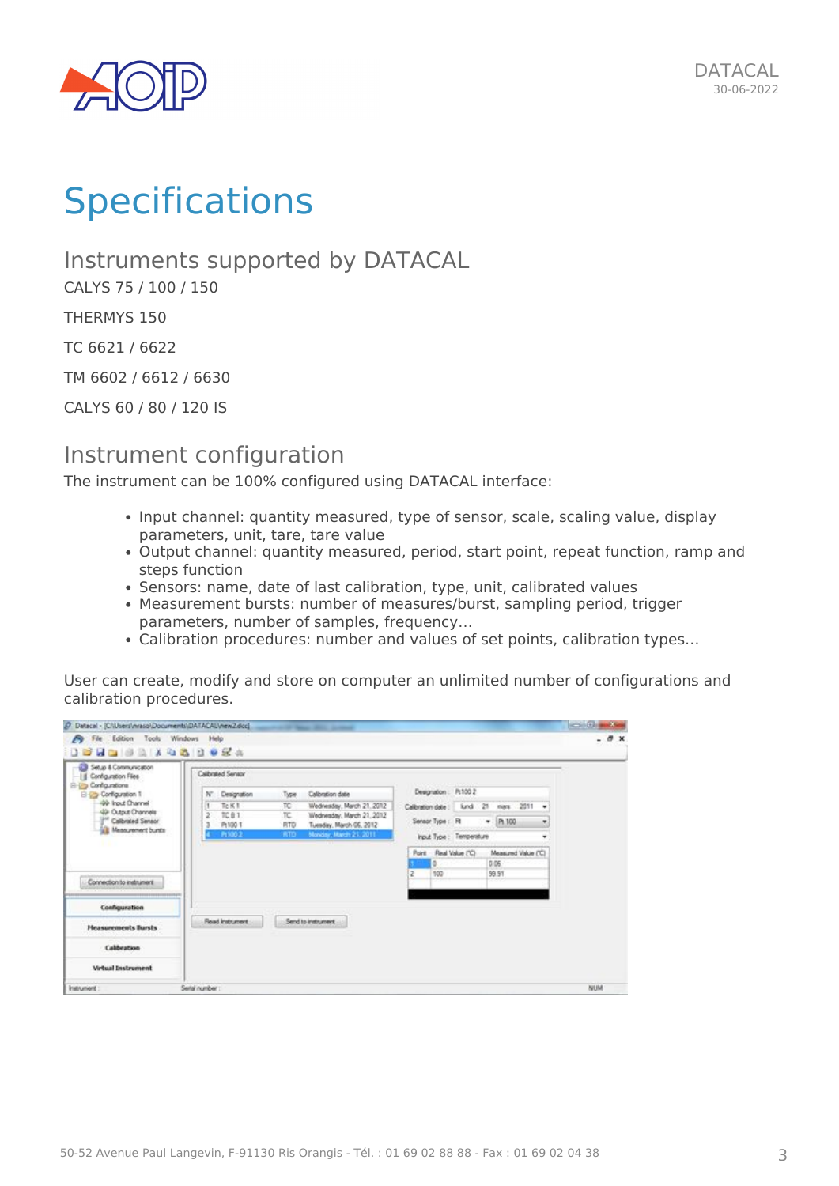# Specifications

## Instruments supported by DATACAL

CALYS 75 / 100 / 150

THERMYS 150

TC 6621 / 6622

TM 6602 / 6612 / 6630

CALYS 60 / 80 / 120 IS

## Instrument configuration

The instrument can be 100% configured using DATACAL interface:

- Input channel: quantity measured, type of sensor, scale, scaling value, display parameters, unit, tare, tare value
- Output channel: quantity measured, period, start point, repeat function, ramp and steps function
- Sensors: name, date of last calibration, type, unit, calibrated values
- Measurement bursts: number of measures/burst, sampling period, trigger parameters, number of samples, frequency…
- Calibration procedures: number and values of set points, calibration types…

User can create, modify and store on computer an unlimited number of configurations and calibration procedures.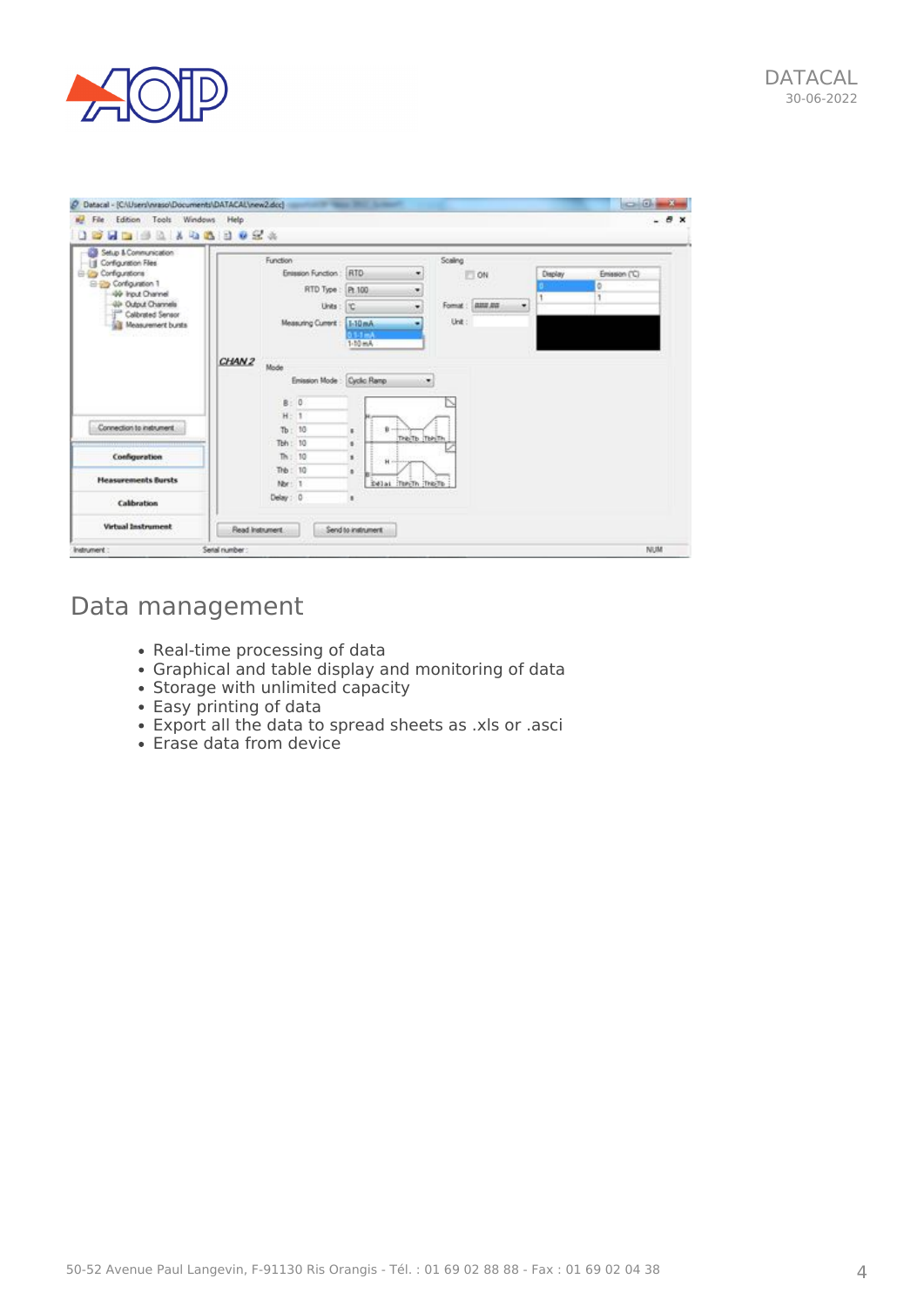## Data management

- Real-time processing of data
- Graphical and table display and monitoring of data
- Storage with unlimited capacity
- Easy printing of data
- Export all the data to spread sheets as .xls or .asci
- Erase data from device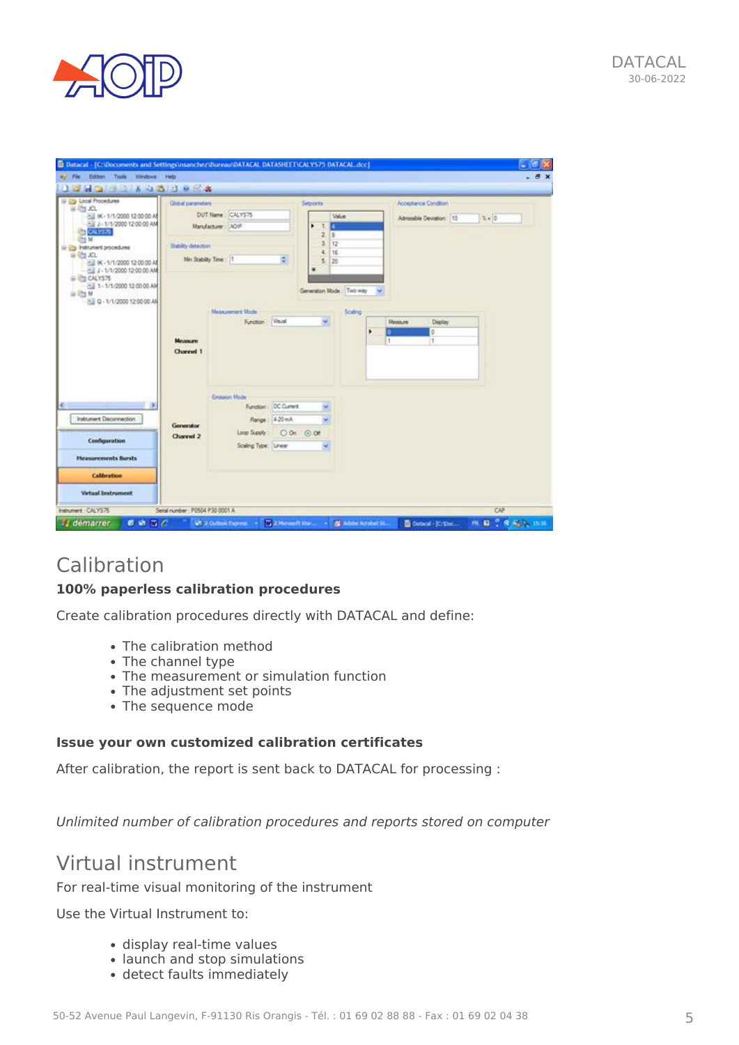## Calibration

**100% paperless calibration procedures**

Create calibration procedures directly with DATACAL and define:

- The calibration method
- The channel type
- The measurement or simulation function
- The adjustment set points
- The sequence mode

**Issue your own customized calibration certificates**

After calibration, the report is sent back to DATACAL for processing :

*Unlimited number of calibration procedures and reports stored on computer*

## Virtual instrument

For real-time visual monitoring of the instrument

Use the Virtual Instrument to:

- display real-time values
- launch and stop simulations
- detect faults immediately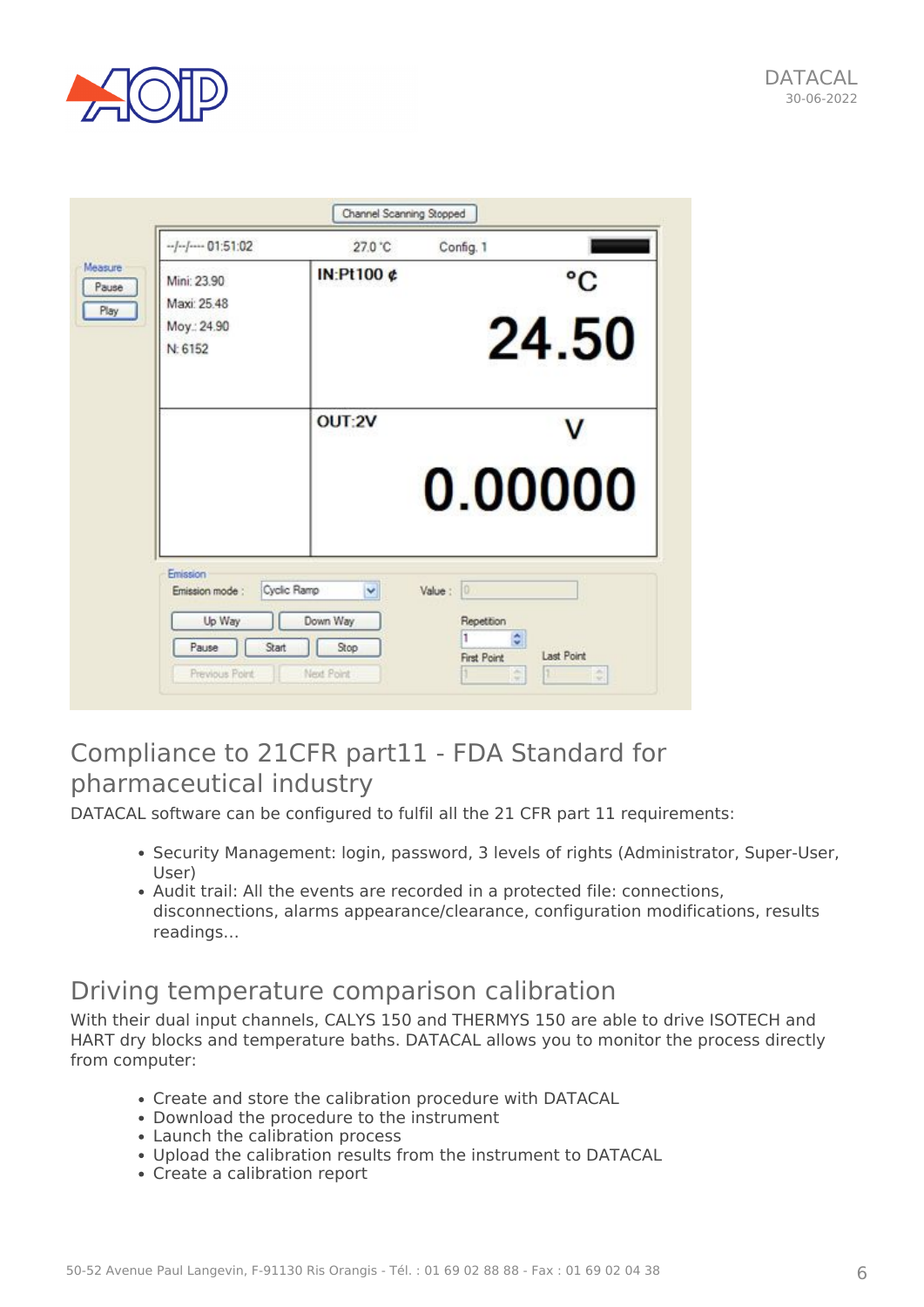## Compliance to 21CFR part11 - FDA Standard for pharmaceutical industry

DATACAL software can be configured to fulfil all the 21 CFR part 11 requirements:

- Security Management: login, password, 3 levels of rights (Administrator, Super-User, User)
- Audit trail: All the events are recorded in a protected file: connections, disconnections, alarms appearance/clearance, configuration modifications, results readings…

## Driving temperature comparison calibration

With their dual input channels, CALYS 150 and THERMYS 150 are able to drive ISOTECH and HART dry blocks and temperature baths. DATACAL allows you to monitor the process directly from computer:

- Create and store the calibration procedure with DATACAL
- Download the procedure to the instrument
- Launch the calibration process
- Upload the calibration results from the instrument to DATACAL
- Create a calibration report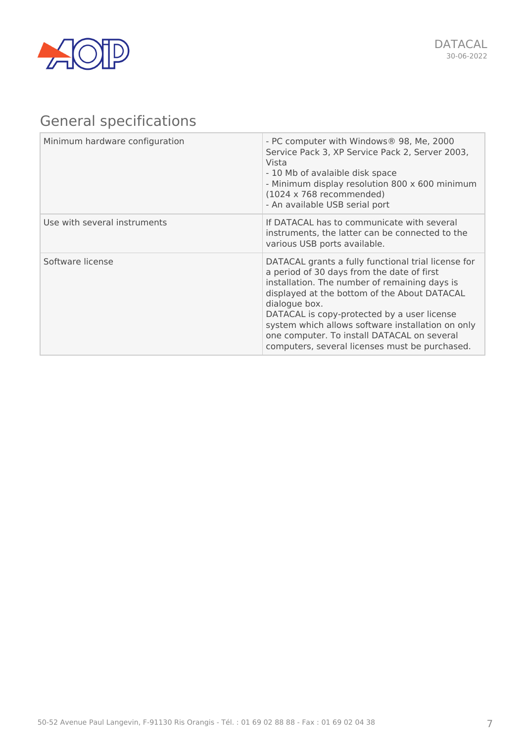## General specifications

| | |
|---|---|
| Minimum hardware configuration | - PC computer with Windows® 98, Me, 2000 Service Pack 3, XP Service Pack 2, Server 2003, Vista<br>- 10 Mb of avalaible disk space<br>- Minimum display resolution 800 x 600 minimum (1024 x 768 recommended)<br>- An available USB serial port |
| Use with several instruments | If DATACAL has to communicate with several instruments, the latter can be connected to the various USB ports available. |
| Software license | DATACAL grants a fully functional trial license for a period of 30 days from the date of first installation. The number of remaining days is displayed at the bottom of the About DATACAL dialogue box.<br>DATACAL is copy-protected by a user license system which allows software installation on only one computer. To install DATACAL on several computers, several licenses must be purchased. |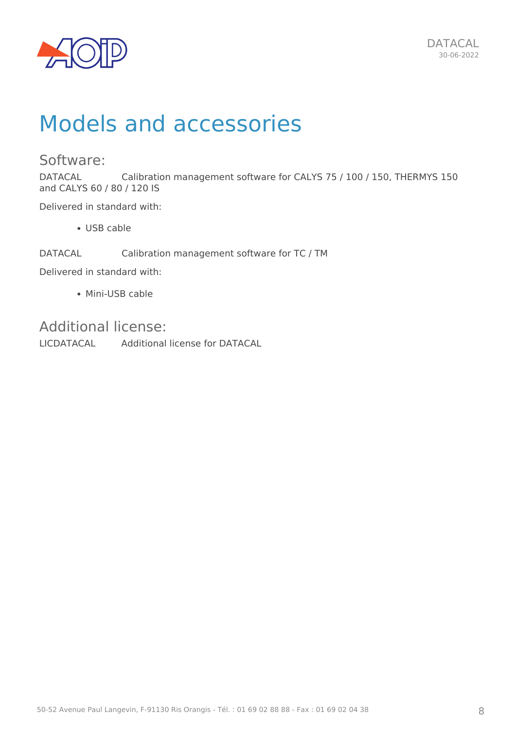# Models and accessories

## Software:

DATACAL Calibration management software for CALYS 75 / 100 / 150, THERMYS 150 and CALYS 60 / 80 / 120 IS

Delivered in standard with:

- USB cable

DATACAL Calibration management software for TC / TM

Delivered in standard with:

- Mini-USB cable

## Additional license:

LICDATACAL Additional license for DATACAL